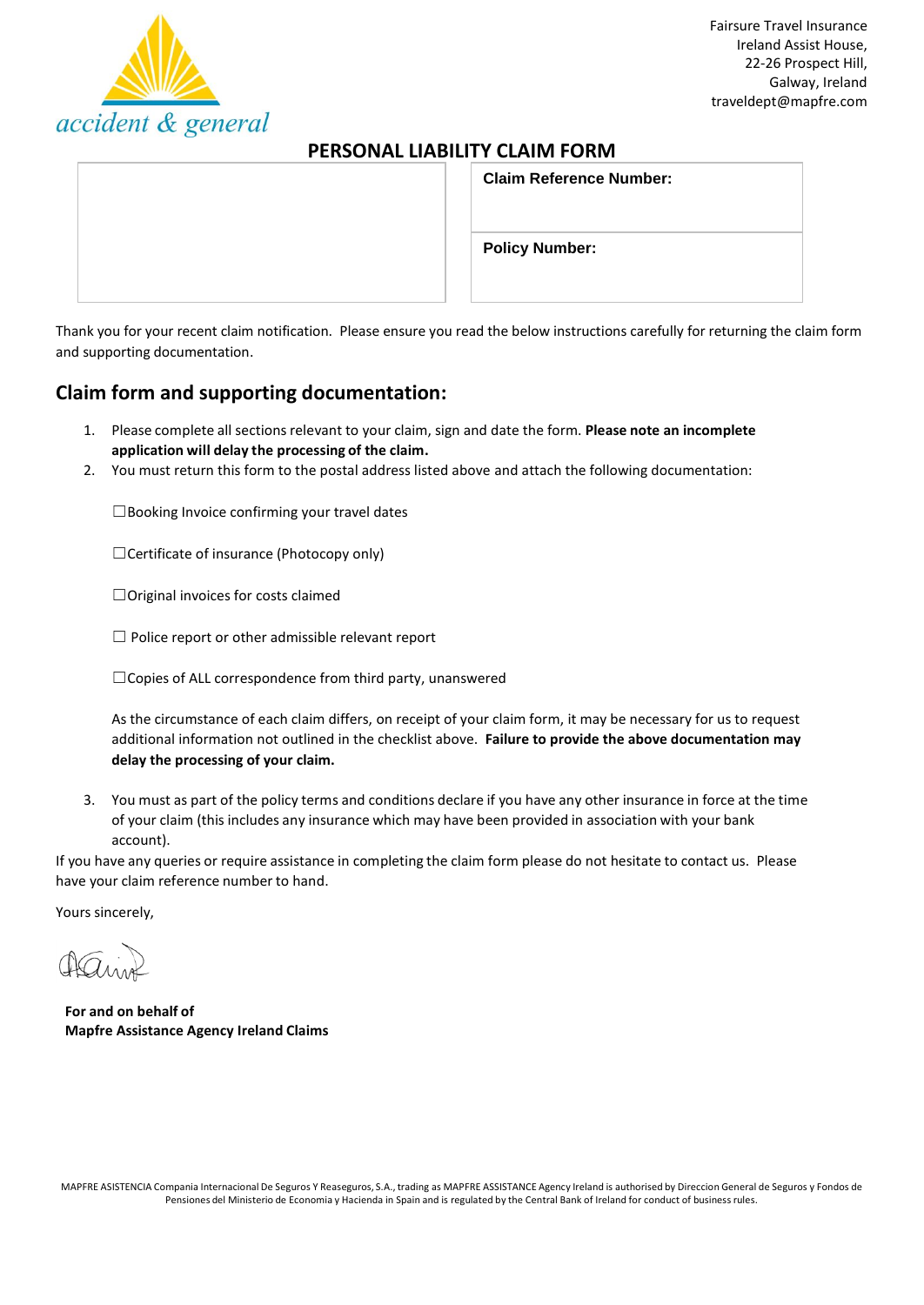accident & general

Fairsure Travel Insurance
Ireland Assist House,
22-26 Prospect Hill,
Galway, Ireland
traveldept@mapfre.com

# PERSONAL LIABILITY CLAIM FORM

| | **Claim Reference Number:** |
|---|---|
| | **Policy Number:** |

Thank you for your recent claim notification. Please ensure you read the below instructions carefully for returning the claim form and supporting documentation.

## Claim form and supporting documentation:

1. Please complete all sections relevant to your claim, sign and date the form. **Please note an incomplete application will delay the processing of the claim.**
2. You must return this form to the postal address listed above and attach the following documentation:

   ☐Booking Invoice confirming your travel dates

   ☐Certificate of insurance (Photocopy only)

   ☐Original invoices for costs claimed

   ☐ Police report or other admissible relevant report

   ☐Copies of ALL correspondence from third party, unanswered

   As the circumstance of each claim differs, on receipt of your claim form, it may be necessary for us to request additional information not outlined in the checklist above. **Failure to provide the above documentation may delay the processing of your claim.**

3. You must as part of the policy terms and conditions declare if you have any other insurance in force at the time of your claim (this includes any insurance which may have been provided in association with your bank account).

If you have any queries or require assistance in completing the claim form please do not hesitate to contact us. Please have your claim reference number to hand.

Yours sincerely,

**For and on behalf of**
**Mapfre Assistance Agency Ireland Claims**

MAPFRE ASISTENCIA Compania Internacional De Seguros Y Reaseguros, S.A., trading as MAPFRE ASSISTANCE Agency Ireland is authorised by Direccion General de Seguros y Fondos de Pensiones del Ministerio de Economia y Hacienda in Spain and is regulated by the Central Bank of Ireland for conduct of business rules.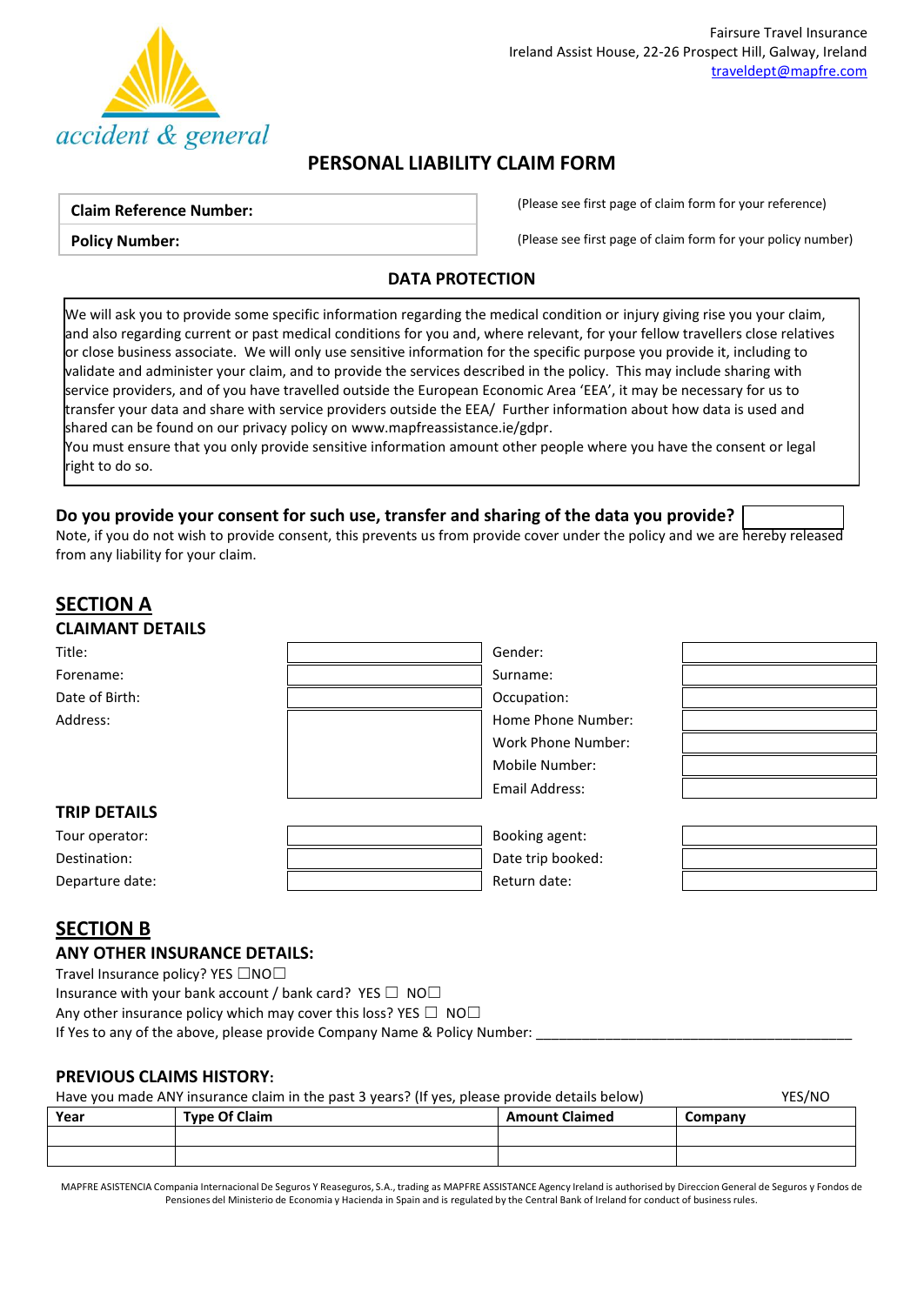Fairsure Travel Insurance
Ireland Assist House, 22-26 Prospect Hill, Galway, Ireland
traveldept@mapfre.com

accident & general

# PERSONAL LIABILITY CLAIM FORM

| **Claim Reference Number:** | | (Please see first page of claim form for your reference) |
|---|---|---|
| **Policy Number:** | | (Please see first page of claim form for your policy number) |

## DATA PROTECTION

We will ask you to provide some specific information regarding the medical condition or injury giving rise you your claim, and also regarding current or past medical conditions for you and, where relevant, for your fellow travellers close relatives or close business associate. We will only use sensitive information for the specific purpose you provide it, including to validate and administer your claim, and to provide the services described in the policy. This may include sharing with service providers, and of you have travelled outside the European Economic Area 'EEA', it may be necessary for us to transfer your data and share with service providers outside the EEA/ Further information about how data is used and shared can be found on our privacy policy on www.mapfreassistance.ie/gdpr.
You must ensure that you only provide sensitive information amount other people where you have the consent or legal right to do so.

**Do you provide your consent for such use, transfer and sharing of the data you provide?**

Note, if you do not wish to provide consent, this prevents us from provide cover under the policy and we are hereby released from any liability for your claim.

## SECTION A

### CLAIMANT DETAILS

| | | | |
|---|---|---|---|
| Title: | | Gender: | |
| Forename: | | Surname: | |
| Date of Birth: | | Occupation: | |
| Address: | | Home Phone Number: | |
| | | Work Phone Number: | |
| | | Mobile Number: | |
| | | Email Address: | |

### TRIP DETAILS

| | | | |
|---|---|---|---|
| Tour operator: | | Booking agent: | |
| Destination: | | Date trip booked: | |
| Departure date: | | Return date: | |

## SECTION B

### ANY OTHER INSURANCE DETAILS:

Travel Insurance policy? YES ☐NO☐
Insurance with your bank account / bank card? YES ☐ NO☐
Any other insurance policy which may cover this loss? YES ☐ NO☐
If Yes to any of the above, please provide Company Name & Policy Number: ___________________________________________

### PREVIOUS CLAIMS HISTORY:

Have you made ANY insurance claim in the past 3 years? (If yes, please provide details below) YES/NO

| Year | Type Of Claim | Amount Claimed | Company |
|---|---|---|---|
| | | | |
| | | | |

MAPFRE ASISTENCIA Compania Internacional De Seguros Y Reaseguros, S.A., trading as MAPFRE ASSISTANCE Agency Ireland is authorised by Direccion General de Seguros y Fondos de Pensiones del Ministerio de Economia y Hacienda in Spain and is regulated by the Central Bank of Ireland for conduct of business rules.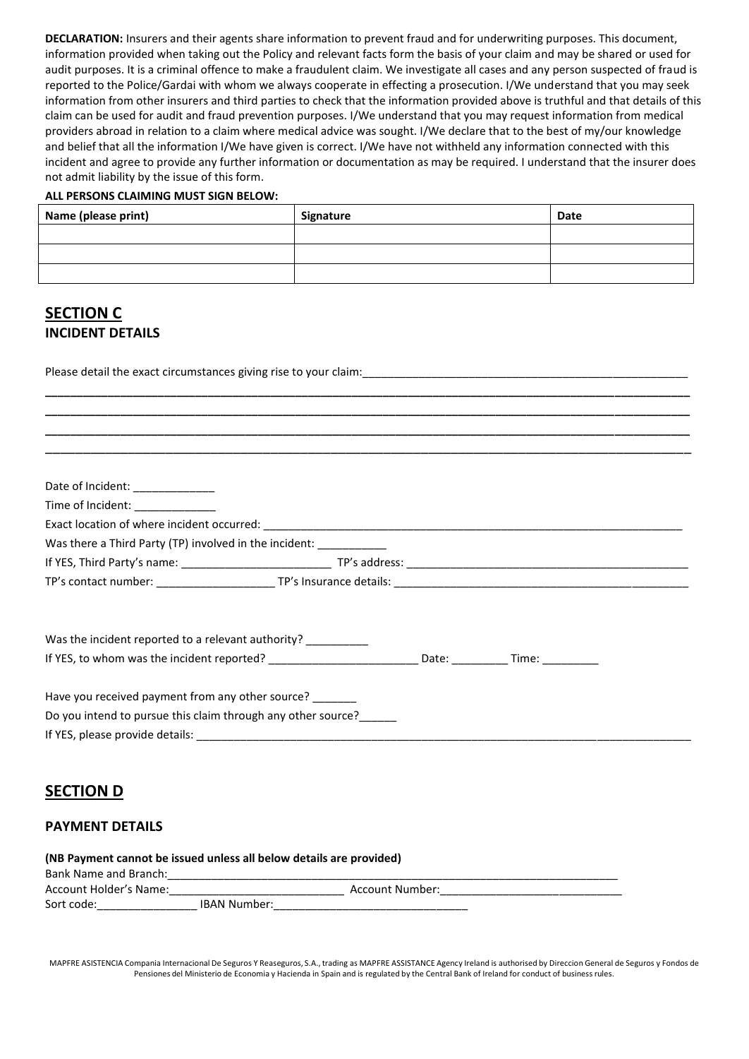**DECLARATION:** Insurers and their agents share information to prevent fraud and for underwriting purposes. This document, information provided when taking out the Policy and relevant facts form the basis of your claim and may be shared or used for audit purposes. It is a criminal offence to make a fraudulent claim. We investigate all cases and any person suspected of fraud is reported to the Police/Gardai with whom we always cooperate in effecting a prosecution. I/We understand that you may seek information from other insurers and third parties to check that the information provided above is truthful and that details of this claim can be used for audit and fraud prevention purposes. I/We understand that you may request information from medical providers abroad in relation to a claim where medical advice was sought. I/We declare that to the best of my/our knowledge and belief that all the information I/We have given is correct. I/We have not withheld any information connected with this incident and agree to provide any further information or documentation as may be required. I understand that the insurer does not admit liability by the issue of this form.

**ALL PERSONS CLAIMING MUST SIGN BELOW:**

| Name (please print) | Signature | Date |
|---|---|---|
| | | |
| | | |
| | | |

## SECTION C

### INCIDENT DETAILS

Please detail the exact circumstances giving rise to your claim:______________________________________________________

________________________________________________________________________________________________________

________________________________________________________________________________________________________

________________________________________________________________________________________________________

________________________________________________________________________________________________________

Date of Incident: _____________

Time of Incident: _____________

Exact location of where incident occurred: ______________________________________________________________________

Was there a Third Party (TP) involved in the incident: ___________

If YES, Third Party's name: ________________________ TP's address: ______________________________________________

TP's contact number: ___________________ TP's Insurance details: ________________________________________________

Was the incident reported to a relevant authority? __________

If YES, to whom was the incident reported? ________________________ Date: _________ Time: _________

Have you received payment from any other source? _______

Do you intend to pursue this claim through any other source?______

If YES, please provide details: ______________________________________________________________________________

## SECTION D

### PAYMENT DETAILS

**(NB Payment cannot be issued unless all below details are provided)**

Bank Name and Branch:_____________________________________________________________________________

Account Holder's Name:____________________________ Account Number:_____________________________

Sort code:________________ IBAN Number:_______________________________

MAPFRE ASISTENCIA Compania Internacional De Seguros Y Reaseguros, S.A., trading as MAPFRE ASSISTANCE Agency Ireland is authorised by Direccion General de Seguros y Fondos de Pensiones del Ministerio de Economia y Hacienda in Spain and is regulated by the Central Bank of Ireland for conduct of business rules.